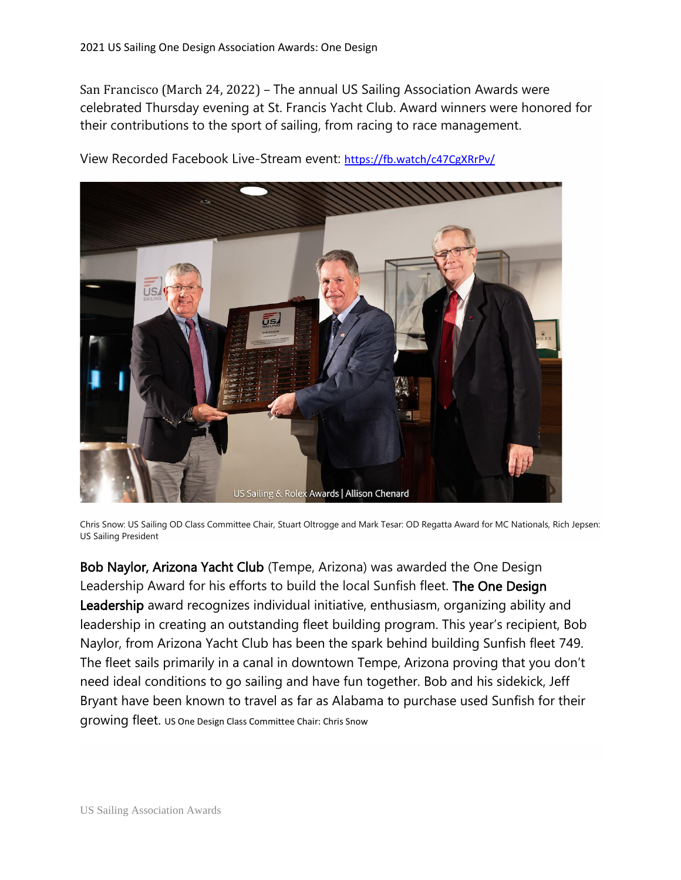2021 US Sailing One Design Association Awards: One Design

San Francisco (March 24, 2022) – The annual US Sailing Association Awards were celebrated Thursday evening at St. Francis Yacht Club. Award winners were honored for their contributions to the sport of sailing, from racing to race management.

View Recorded Facebook Live-Stream event: https://fb.watch/c47CgXRrPv/

US Sailing & Rolex Awards | Allison Chenard

Chris Snow: US Sailing OD Class Committee Chair, Stuart Oltrogge and Mark Tesar: OD Regatta Award for MC Nationals, Rich Jepsen: US Sailing President

**Bob Naylor, Arizona Yacht Club** (Tempe, Arizona) was awarded the One Design Leadership Award for his efforts to build the local Sunfish fleet. **The One Design Leadership** award recognizes individual initiative, enthusiasm, organizing ability and leadership in creating an outstanding fleet building program. This year's recipient, Bob Naylor, from Arizona Yacht Club has been the spark behind building Sunfish fleet 749. The fleet sails primarily in a canal in downtown Tempe, Arizona proving that you don't need ideal conditions to go sailing and have fun together. Bob and his sidekick, Jeff Bryant have been known to travel as far as Alabama to purchase used Sunfish for their growing fleet. US One Design Class Committee Chair: Chris Snow